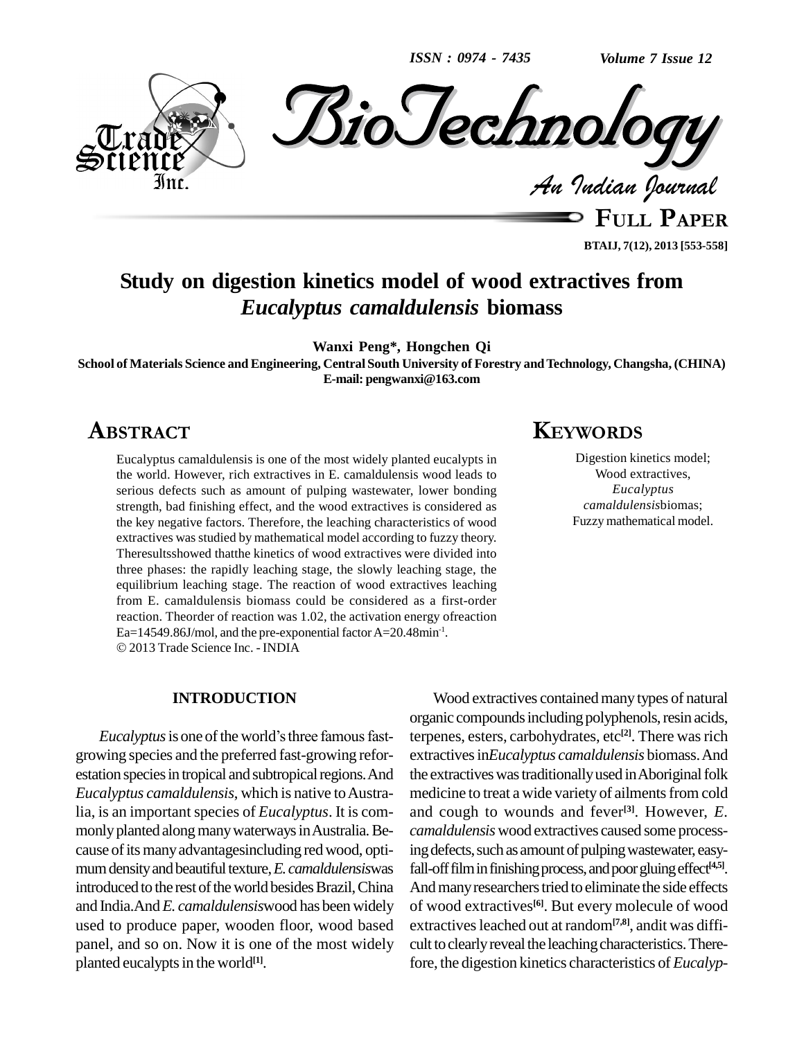# Study on digestion kinetics model of wood extractives from *Eucalyptus camaldulensis* biomass

**Wanxi Peng\*, Hongchen Qi**

**School of Materials Science and Engineering, Central South University of Forestry and Technology, Changsha, (CHINA)**
**E-mail: pengwanxi@163.com**

## ABSTRACT

Eucalyptus camaldulensis is one of the most widely planted eucalypts in the world. However, rich extractives in E. camaldulensis wood leads to serious defects such as amount of pulping wastewater, lower bonding strength, bad finishing effect, and the wood extractives is considered as the key negative factors. Therefore, the leaching characteristics of wood extractives was studied by mathematical model according to fuzzy theory. Theresultsshowed thatthe kinetics of wood extractives were divided into three phases: the rapidly leaching stage, the slowly leaching stage, the equilibrium leaching stage. The reaction of wood extractives leaching from E. camaldulensis biomass could be considered as a first-order reaction. Theorder of reaction was 1.02, the activation energy ofreaction Ea=14549.86J/mol, and the pre-exponential factor A=20.48min$^{-1}$.

© 2013 Trade Science Inc. - INDIA

## KEYWORDS

Digestion kinetics model;
Wood extractives,
*Eucalyptus camaldulensis*biomas;
Fuzzy mathematical model.

## INTRODUCTION

*Eucalyptus* is one of the world's three famous fast-growing species and the preferred fast-growing reforestation species in tropical and subtropical regions. And *Eucalyptus camaldulensis*, which is native to Australia, is an important species of *Eucalyptus*. It is commonly planted along many waterways in Australia. Because of its many advantagesincluding red wood, optimum density and beautiful texture, *E. camaldulensis* was introduced to the rest of the world besides Brazil, China and India. And *E. camaldulensis* wood has been widely used to produce paper, wooden floor, wood based panel, and so on. Now it is one of the most widely planted eucalypts in the world[1].

Wood extractives contained many types of natural organic compounds including polyphenols, resin acids, terpenes, esters, carbohydrates, etc[2]. There was rich extractives in *Eucalyptus camaldulensis* biomass. And the extractives was traditionally used in Aboriginal folk medicine to treat a wide variety of ailments from cold and cough to wounds and fever[3]. However, *E. camaldulensis* wood extractives caused some processing defects, such as amount of pulping wastewater, easy-fall-off film in finishing process, and poor gluing effect[4,5]. And many researchers tried to eliminate the side effects of wood extractives[6]. But every molecule of wood extractives leached out at random[7,8], andit was difficult to clearly reveal the leaching characteristics. Therefore, the digestion kinetics characteristics of *Eucalyp-*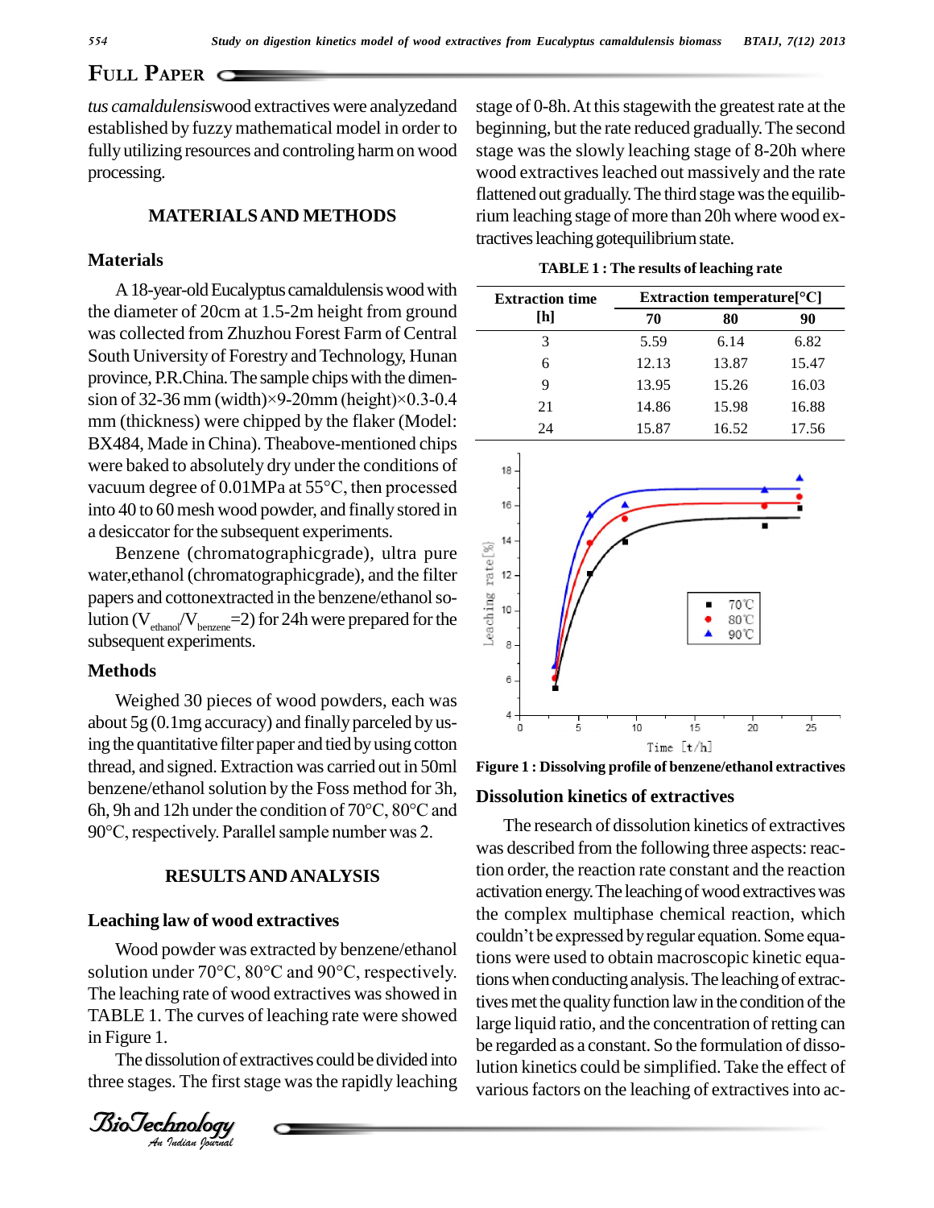*tus camaldulensis*wood extractives were analyzedand established by fuzzy mathematical model in order to fully utilizing resources and controling harm on wood processing.

## MATERIALS AND METHODS

### Materials

A 18-year-old Eucalyptus camaldulensis wood with the diameter of 20cm at 1.5-2m height from ground was collected from Zhuzhou Forest Farm of Central South University of Forestry and Technology, Hunan province, P.R.China. The sample chips with the dimension of 32-36 mm (width)×9-20mm (height)×0.3-0.4 mm (thickness) were chipped by the flaker (Model: BX484, Made in China). Theabove-mentioned chips were baked to absolutely dry under the conditions of vacuum degree of 0.01MPa at 55°C, then processed into 40 to 60 mesh wood powder, and finally stored in a desiccator for the subsequent experiments.

Benzene (chromatographicgrade), ultra pure water,ethanol (chromatographicgrade), and the filter papers and cottonextracted in the benzene/ethanol solution ($V_{ethanol}/V_{benzene}$=2) for 24h were prepared for the subsequent experiments.

### Methods

Weighed 30 pieces of wood powders, each was about 5g (0.1mg accuracy) and finally parceled by using the quantitative filter paper and tied by using cotton thread, and signed. Extraction was carried out in 50ml benzene/ethanol solution by the Foss method for 3h, 6h, 9h and 12h under the condition of 70°C, 80°C and 90°C, respectively. Parallel sample number was 2.

## RESULTS AND ANALYSIS

### Leaching law of wood extractives

Wood powder was extracted by benzene/ethanol solution under 70°C, 80°C and 90°C, respectively. The leaching rate of wood extractives was showed in TABLE 1. The curves of leaching rate were showed in Figure 1.

The dissolution of extractives could be divided into three stages. The first stage was the rapidly leaching stage of 0-8h. At this stagewith the greatest rate at the beginning, but the rate reduced gradually. The second stage was the slowly leaching stage of 8-20h where wood extractives leached out massively and the rate flattened out gradually. The third stage was the equilibrium leaching stage of more than 20h where wood extractives leaching gotequilibrium state.

**TABLE 1 : The results of leaching rate**

| Extraction time [h] | Extraction temperature[°C] | | |
|---|---|---|---|
| | 70 | 80 | 90 |
| 3 | 5.59 | 6.14 | 6.82 |
| 6 | 12.13 | 13.87 | 15.47 |
| 9 | 13.95 | 15.26 | 16.03 |
| 21 | 14.86 | 15.98 | 16.88 |
| 24 | 15.87 | 16.52 | 17.56 |

**Figure 1 : Dissolving profile of benzene/ethanol extractives**

### Dissolution kinetics of extractives

The research of dissolution kinetics of extractives was described from the following three aspects: reaction order, the reaction rate constant and the reaction activation energy. The leaching of wood extractives was the complex multiphase chemical reaction, which couldn't be expressed by regular equation. Some equations were used to obtain macroscopic kinetic equations when conducting analysis. The leaching of extractives met the quality function law in the condition of the large liquid ratio, and the concentration of retting can be regarded as a constant. So the formulation of dissolution kinetics could be simplified. Take the effect of various factors on the leaching of extractives into ac-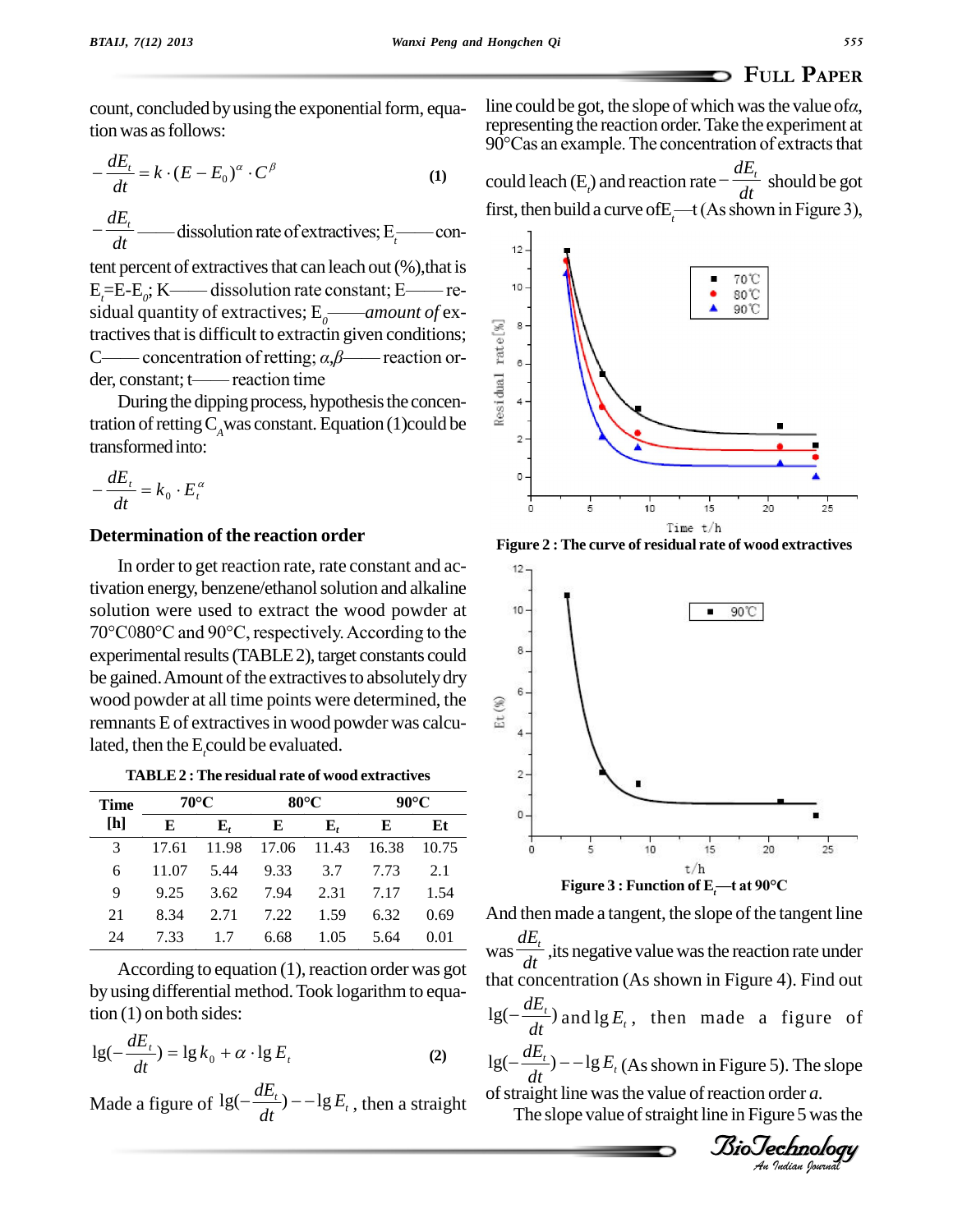count, concluded by using the exponential form, equation was as follows:

$$-\frac{dE_t}{dt} = k \cdot (E - E_0)^{\alpha} \cdot C^{\beta} \quad \textbf{(1)}$$

$-\frac{dE_t}{dt}$——dissolution rate of extractives; $E_t$——content percent of extractives that can leach out (%),that is $E_t$=E-$E_0$; K—— dissolution rate constant; E——residual quantity of extractives; $E_0$——*amount of* extractives that is difficult to extractin given conditions; C—— concentration of retting; $\alpha$,$\beta$—— reaction order, constant; t——reaction time

During the dipping process, hypothesis the concentration of retting $C_A$ was constant. Equation (1)could be transformed into:

$$-\frac{dE_t}{dt} = k_0 \cdot E_t^{\alpha}$$

## Determination of the reaction order

In order to get reaction rate, rate constant and activation energy, benzene/ethanol solution and alkaline solution were used to extract the wood powder at 70°C080°C and 90°C, respectively. According to the experimental results (TABLE 2), target constants could be gained. Amount of the extractives to absolutely dry wood powder at all time points were determined, the remnants E of extractives in wood powder was calculated, then the $E_t$ could be evaluated.

**TABLE 2 : The residual rate of wood extractives**

| Time [h] | 70°C | | 80°C | | 90°C | |
|---|---|---|---|---|---|---|
| | E | $E_t$ | E | $E_t$ | E | Et |
| 3 | 17.61 | 11.98 | 17.06 | 11.43 | 16.38 | 10.75 |
| 6 | 11.07 | 5.44 | 9.33 | 3.7 | 7.73 | 2.1 |
| 9 | 9.25 | 3.62 | 7.94 | 2.31 | 7.17 | 1.54 |
| 21 | 8.34 | 2.71 | 7.22 | 1.59 | 6.32 | 0.69 |
| 24 | 7.33 | 1.7 | 6.68 | 1.05 | 5.64 | 0.01 |

According to equation (1), reaction order was got by using differential method. Took logarithm to equation (1) on both sides:

$$\lg(-\frac{dE_t}{dt}) = \lg k_0 + \alpha \cdot \lg E_t \quad \textbf{(2)}$$

Made a figure of $\lg(-\frac{dE_t}{dt})--\lg E_t$, then a straight line could be got, the slope of which was the value of $\alpha$, representing the reaction order. Take the experiment at 90°C as an example. The concentration of extracts that could leach ($E_t$) and reaction rate $-\frac{dE_t}{dt}$ should be got first, then build a curve of $E_t$—t (As shown in Figure 3),

**Figure 2 : The curve of residual rate of wood extractives**

**Figure 3 : Function of $E_t$—t at 90°C**

And then made a tangent, the slope of the tangent line was $\frac{dE_t}{dt}$,its negative value was the reaction rate under that concentration (As shown in Figure 4). Find out $\lg(-\frac{dE_t}{dt})$ and $\lg E_t$, then made a figure of $\lg(-\frac{dE_t}{dt})--\lg E_t$ (As shown in Figure 5). The slope of straight line was the value of reaction order *a*.

The slope value of straight line in Figure 5 was the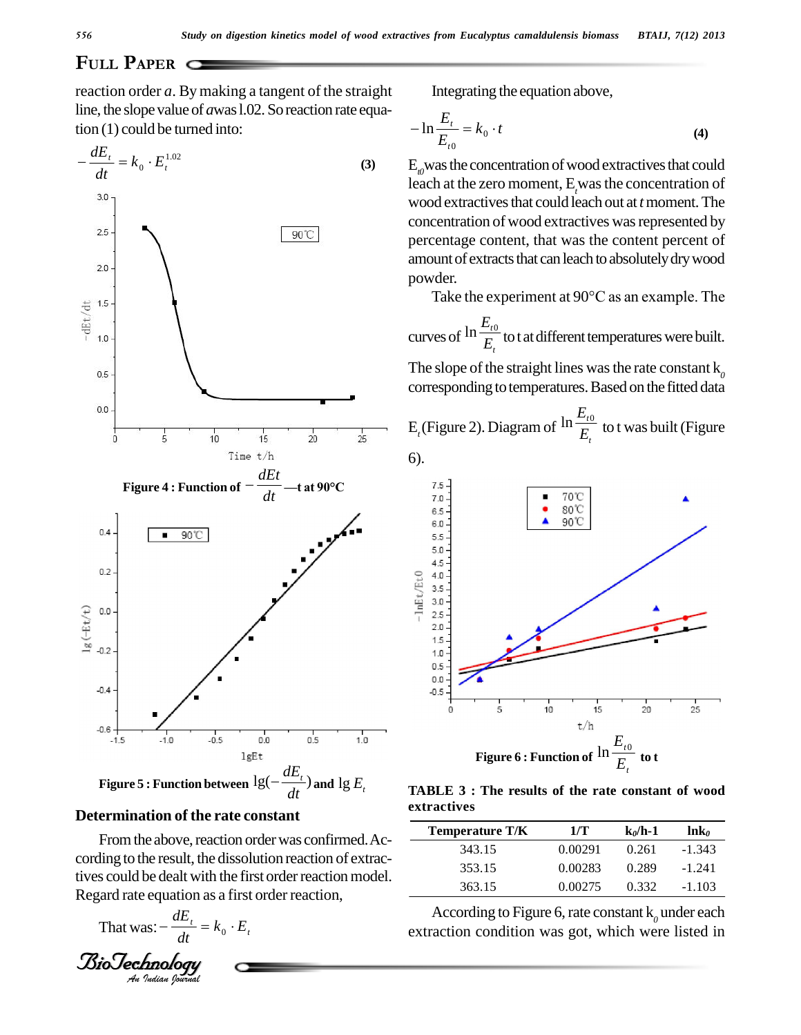reaction order $a$. By making a tangent of the straight line, the slope value of $a$ was 1.02. So reaction rate equation (1) could be turned into:

$$-\frac{dE_t}{dt} = k_0 \cdot E_t^{1.02} \quad (3)$$

Figure 4 : Function of $-\frac{dEt}{dt}$—t at 90°C

Figure 5 : Function between $\lg(-\frac{dE_t}{dt})$ and $\lg E_t$

## Determination of the rate constant

From the above, reaction order was confirmed. According to the result, the dissolution reaction of extractives could be dealt with the first order reaction model. Regard rate equation as a first order reaction,

That was: $-\frac{dE_t}{dt} = k_0 \cdot E_t$

Integrating the equation above,

$$-\ln\frac{E_t}{E_{t0}} = k_0 \cdot t \quad (4)$$

$E_{t0}$ was the concentration of wood extractives that could leach at the zero moment, $E_t$ was the concentration of wood extractives that could leach out at $t$ moment. The concentration of wood extractives was represented by percentage content, that was the content percent of amount of extracts that can leach to absolutely dry wood powder.

Take the experiment at 90°C as an example. The curves of $\ln\frac{E_{t0}}{E_t}$ to t at different temperatures were built. The slope of the straight lines was the rate constant $k_0$ corresponding to temperatures. Based on the fitted data $E_t$ (Figure 2). Diagram of $\ln\frac{E_{t0}}{E_t}$ to t was built (Figure 6).

Figure 6 : Function of $\ln\frac{E_{t0}}{E_t}$ to t

TABLE 3 : The results of the rate constant of wood extractives

| Temperature T/K | 1/T | $k_0$/h-1 | $\ln k_0$ |
|---|---|---|---|
| 343.15 | 0.00291 | 0.261 | -1.343 |
| 353.15 | 0.00283 | 0.289 | -1.241 |
| 363.15 | 0.00275 | 0.332 | -1.103 |

According to Figure 6, rate constant $k_0$ under each extraction condition was got, which were listed in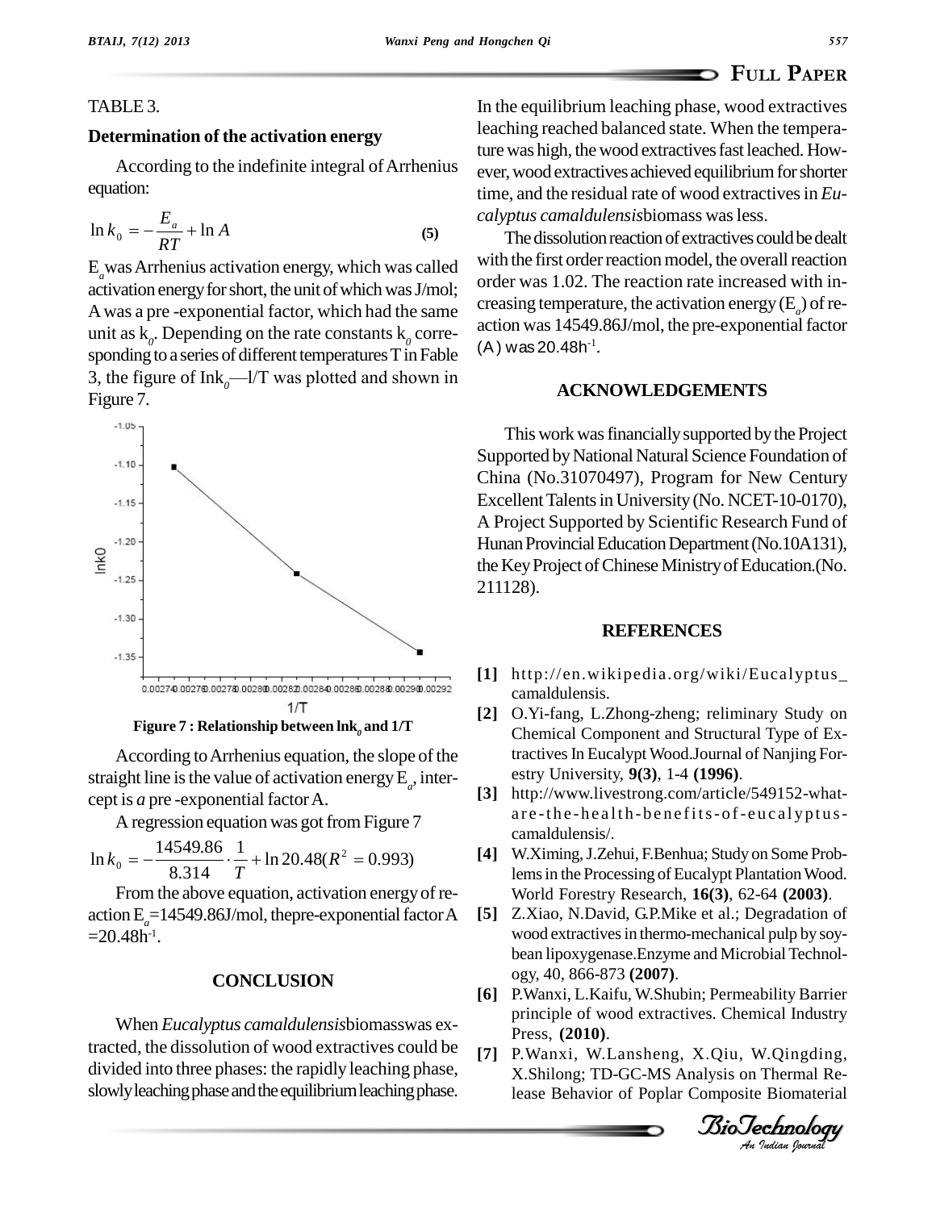TABLE 3.

**Determination of the activation energy**

According to the indefinite integral of Arrhenius equation:

$$\ln k_0 = -\frac{E_a}{RT} + \ln A \quad (5)$$

$E_a$ was Arrhenius activation energy, which was called activation energy for short, the unit of which was J/mol; A was a pre -exponential factor, which had the same unit as $k_0$. Depending on the rate constants $k_0$ corresponding to a series of different temperatures T in Fable 3, the figure of $\ln k_0$—l/T was plotted and shown in Figure 7.

**Figure 7 : Relationship between $\ln k_0$ and 1/T**

According to Arrhenius equation, the slope of the straight line is the value of activation energy $E_a$, intercept is *a* pre -exponential factor A.

A regression equation was got from Figure 7

$$\ln k_0 = -\frac{14549.86}{8.314} \cdot \frac{1}{T} + \ln 20.48 (R^2 = 0.993)$$

From the above equation, activation energy of reaction $E_a$=14549.86J/mol, thepre-exponential factor A =20.48$h^{-1}$.

## CONCLUSION

When *Eucalyptus camaldulensis*biomasswas extracted, the dissolution of wood extractives could be divided into three phases: the rapidly leaching phase, slowly leaching phase and the equilibrium leaching phase. In the equilibrium leaching phase, wood extractives leaching reached balanced state. When the temperature was high, the wood extractives fast leached. However, wood extractives achieved equilibrium for shorter time, and the residual rate of wood extractives in *Eucalyptus camaldulensis*biomass was less.

The dissolution reaction of extractives could be dealt with the first order reaction model, the overall reaction order was 1.02. The reaction rate increased with increasing temperature, the activation energy ($E_a$) of reaction was 14549.86J/mol, the pre-exponential factor (A) was 20.48$h^{-1}$.

## ACKNOWLEDGEMENTS

This work was financially supported by the Project Supported by National Natural Science Foundation of China (No.31070497), Program for New Century Excellent Talents in University (No. NCET-10-0170), A Project Supported by Scientific Research Fund of Hunan Provincial Education Department (No.10A131), the Key Project of Chinese Ministry of Education.(No. 211128).

## REFERENCES

**[1]** http://en.wikipedia.org/wiki/Eucalyptus_camaldulensis.

**[2]** O.Yi-fang, L.Zhong-zheng; reliminary Study on Chemical Component and Structural Type of Extractives In Eucalypt Wood.Journal of Nanjing Forestry University, **9(3)**, 1-4 **(1996)**.

**[3]** http://www.livestrong.com/article/549152-what-are-the-health-benefits-of-eucalyptus-camaldulensis/.

**[4]** W.Ximing, J.Zehui, F.Benhua; Study on Some Problems in the Processing of Eucalypt Plantation Wood. World Forestry Research, **16(3)**, 62-64 **(2003)**.

**[5]** Z.Xiao, N.David, G.P.Mike et al.; Degradation of wood extractives in thermo-mechanical pulp by soybean lipoxygenase.Enzyme and Microbial Technology, 40, 866-873 **(2007)**.

**[6]** P.Wanxi, L.Kaifu, W.Shubin; Permeability Barrier principle of wood extractives. Chemical Industry Press, **(2010)**.

**[7]** P.Wanxi, W.Lansheng, X.Qiu, W.Qingding, X.Shilong; TD-GC-MS Analysis on Thermal Release Behavior of Poplar Composite Biomaterial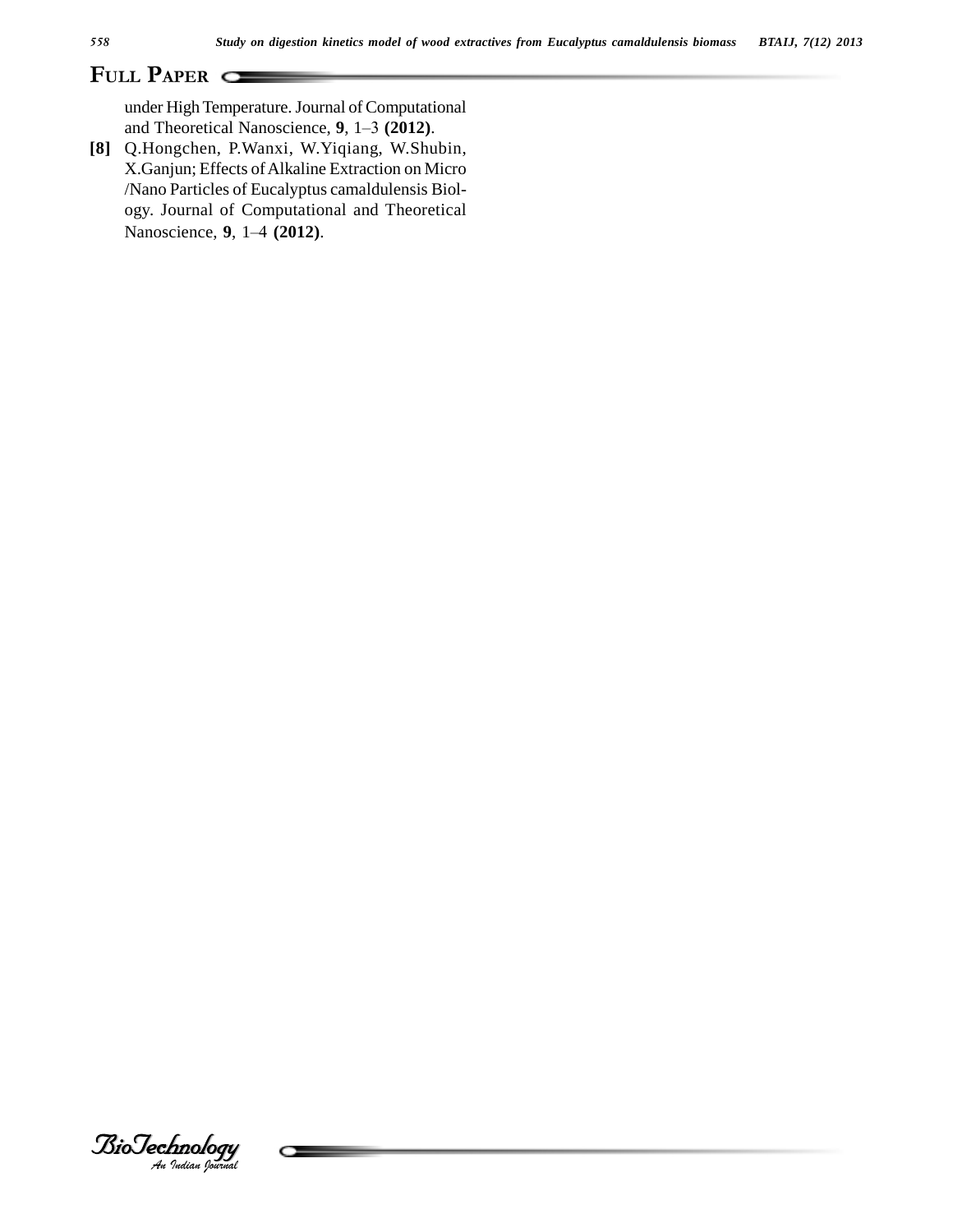under High Temperature. Journal of Computational and Theoretical Nanoscience, **9**, 1–3 **(2012)**.

**[8]** Q.Hongchen, P.Wanxi, W.Yiqiang, W.Shubin, X.Ganjun; Effects of Alkaline Extraction on Micro /Nano Particles of Eucalyptus camaldulensis Biology. Journal of Computational and Theoretical Nanoscience, **9**, 1–4 **(2012)**.